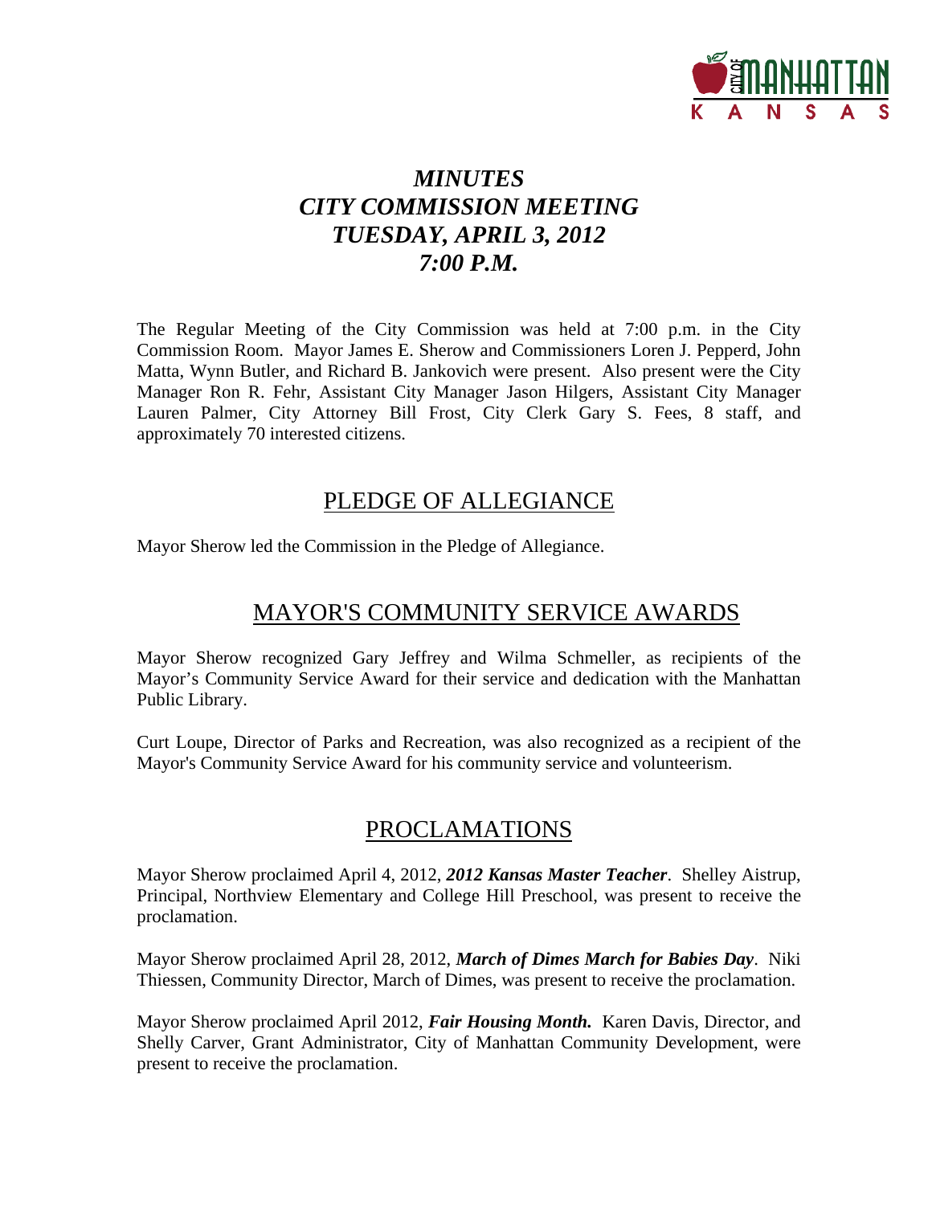# *MINUTES*
# *CITY COMMISSION MEETING*
# *TUESDAY, APRIL 3, 2012*
# *7:00 P.M.*

The Regular Meeting of the City Commission was held at 7:00 p.m. in the City Commission Room. Mayor James E. Sherow and Commissioners Loren J. Pepperd, John Matta, Wynn Butler, and Richard B. Jankovich were present. Also present were the City Manager Ron R. Fehr, Assistant City Manager Jason Hilgers, Assistant City Manager Lauren Palmer, City Attorney Bill Frost, City Clerk Gary S. Fees, 8 staff, and approximately 70 interested citizens.

## PLEDGE OF ALLEGIANCE

Mayor Sherow led the Commission in the Pledge of Allegiance.

## MAYOR'S COMMUNITY SERVICE AWARDS

Mayor Sherow recognized Gary Jeffrey and Wilma Schmeller, as recipients of the Mayor's Community Service Award for their service and dedication with the Manhattan Public Library.

Curt Loupe, Director of Parks and Recreation, was also recognized as a recipient of the Mayor's Community Service Award for his community service and volunteerism.

## PROCLAMATIONS

Mayor Sherow proclaimed April 4, 2012, ***2012 Kansas Master Teacher***. Shelley Aistrup, Principal, Northview Elementary and College Hill Preschool, was present to receive the proclamation.

Mayor Sherow proclaimed April 28, 2012, ***March of Dimes March for Babies Day***. Niki Thiessen, Community Director, March of Dimes, was present to receive the proclamation.

Mayor Sherow proclaimed April 2012, ***Fair Housing Month.*** Karen Davis, Director, and Shelly Carver, Grant Administrator, City of Manhattan Community Development, were present to receive the proclamation.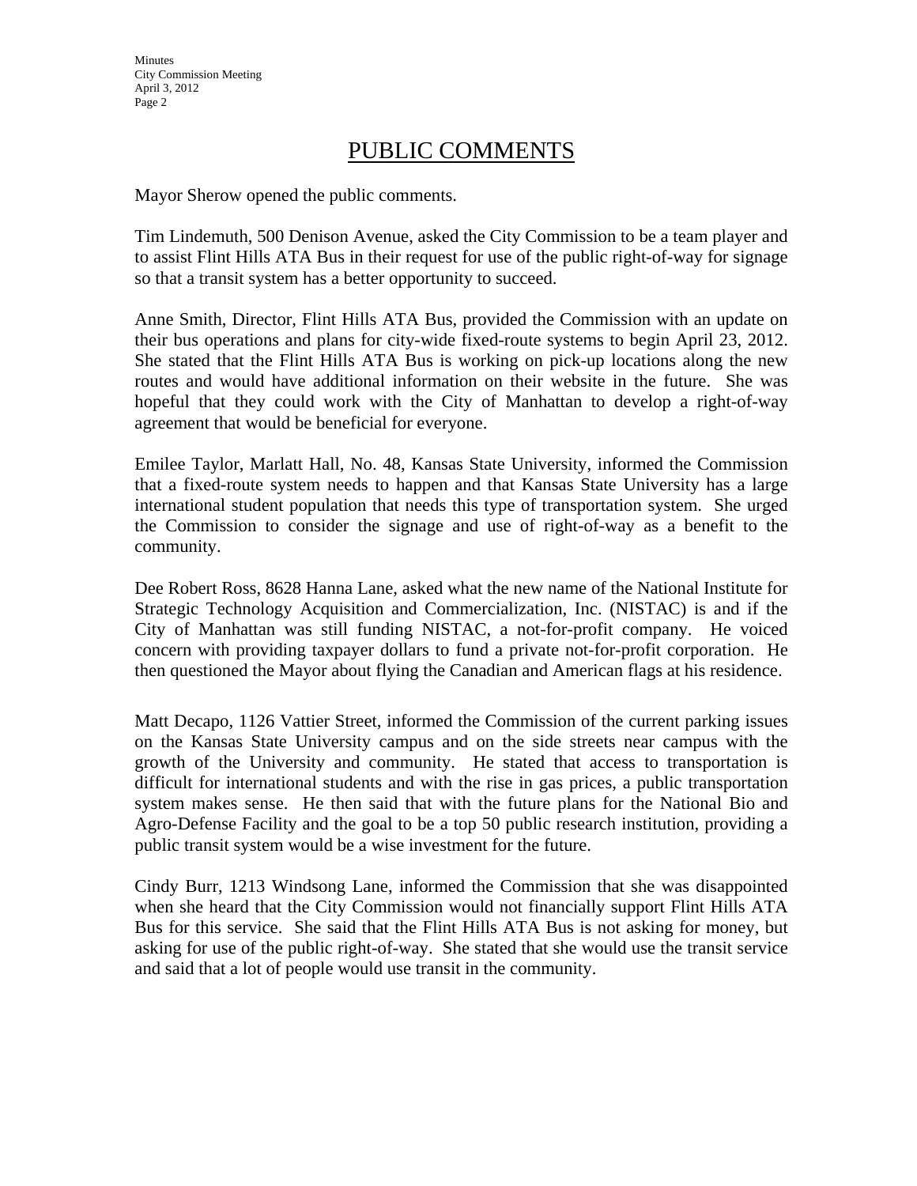## PUBLIC COMMENTS

Mayor Sherow opened the public comments.

Tim Lindemuth, 500 Denison Avenue, asked the City Commission to be a team player and to assist Flint Hills ATA Bus in their request for use of the public right-of-way for signage so that a transit system has a better opportunity to succeed.

Anne Smith, Director, Flint Hills ATA Bus, provided the Commission with an update on their bus operations and plans for city-wide fixed-route systems to begin April 23, 2012. She stated that the Flint Hills ATA Bus is working on pick-up locations along the new routes and would have additional information on their website in the future. She was hopeful that they could work with the City of Manhattan to develop a right-of-way agreement that would be beneficial for everyone.

Emilee Taylor, Marlatt Hall, No. 48, Kansas State University, informed the Commission that a fixed-route system needs to happen and that Kansas State University has a large international student population that needs this type of transportation system. She urged the Commission to consider the signage and use of right-of-way as a benefit to the community.

Dee Robert Ross, 8628 Hanna Lane, asked what the new name of the National Institute for Strategic Technology Acquisition and Commercialization, Inc. (NISTAC) is and if the City of Manhattan was still funding NISTAC, a not-for-profit company. He voiced concern with providing taxpayer dollars to fund a private not-for-profit corporation. He then questioned the Mayor about flying the Canadian and American flags at his residence.

Matt Decapo, 1126 Vattier Street, informed the Commission of the current parking issues on the Kansas State University campus and on the side streets near campus with the growth of the University and community. He stated that access to transportation is difficult for international students and with the rise in gas prices, a public transportation system makes sense. He then said that with the future plans for the National Bio and Agro-Defense Facility and the goal to be a top 50 public research institution, providing a public transit system would be a wise investment for the future.

Cindy Burr, 1213 Windsong Lane, informed the Commission that she was disappointed when she heard that the City Commission would not financially support Flint Hills ATA Bus for this service. She said that the Flint Hills ATA Bus is not asking for money, but asking for use of the public right-of-way. She stated that she would use the transit service and said that a lot of people would use transit in the community.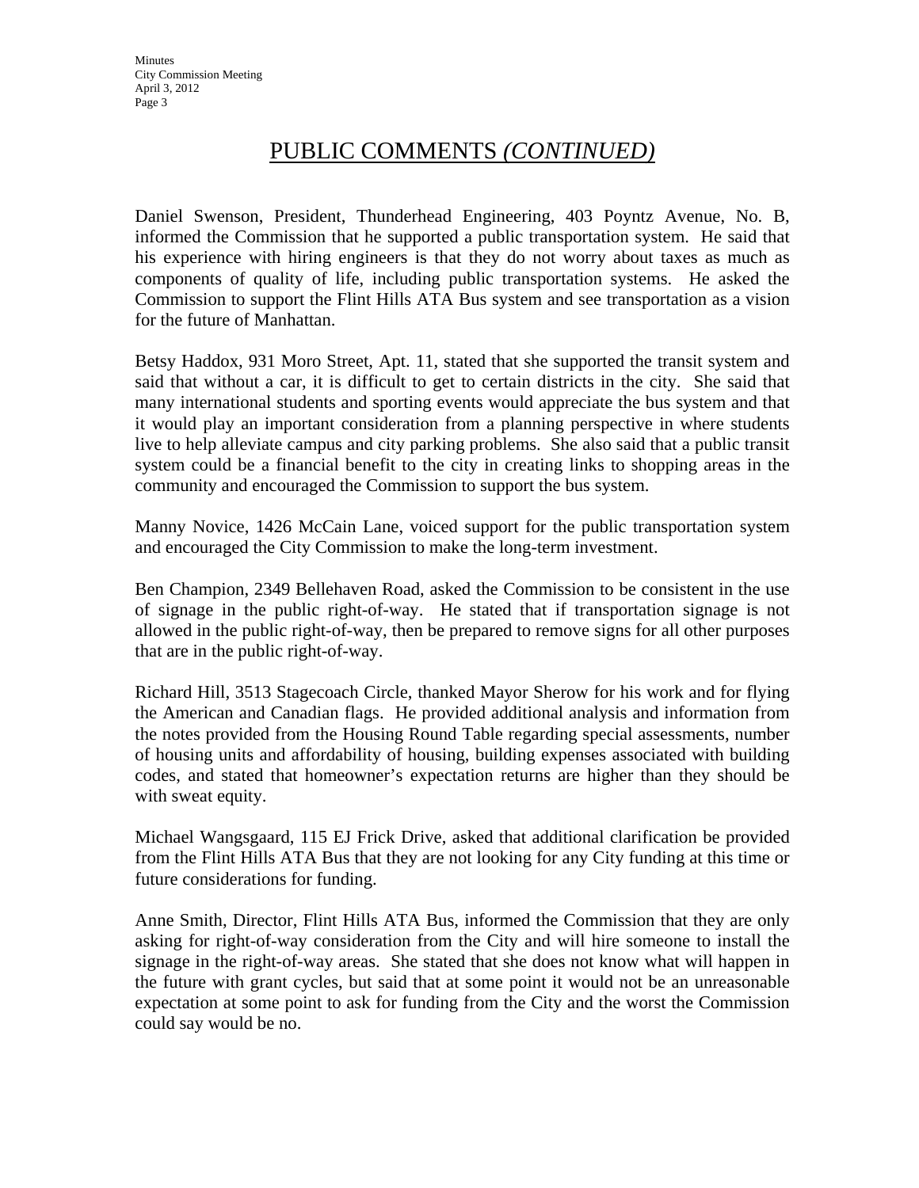# PUBLIC COMMENTS *(CONTINUED)*

Daniel Swenson, President, Thunderhead Engineering, 403 Poyntz Avenue, No. B, informed the Commission that he supported a public transportation system. He said that his experience with hiring engineers is that they do not worry about taxes as much as components of quality of life, including public transportation systems. He asked the Commission to support the Flint Hills ATA Bus system and see transportation as a vision for the future of Manhattan.

Betsy Haddox, 931 Moro Street, Apt. 11, stated that she supported the transit system and said that without a car, it is difficult to get to certain districts in the city. She said that many international students and sporting events would appreciate the bus system and that it would play an important consideration from a planning perspective in where students live to help alleviate campus and city parking problems. She also said that a public transit system could be a financial benefit to the city in creating links to shopping areas in the community and encouraged the Commission to support the bus system.

Manny Novice, 1426 McCain Lane, voiced support for the public transportation system and encouraged the City Commission to make the long-term investment.

Ben Champion, 2349 Bellehaven Road, asked the Commission to be consistent in the use of signage in the public right-of-way. He stated that if transportation signage is not allowed in the public right-of-way, then be prepared to remove signs for all other purposes that are in the public right-of-way.

Richard Hill, 3513 Stagecoach Circle, thanked Mayor Sherow for his work and for flying the American and Canadian flags. He provided additional analysis and information from the notes provided from the Housing Round Table regarding special assessments, number of housing units and affordability of housing, building expenses associated with building codes, and stated that homeowner's expectation returns are higher than they should be with sweat equity.

Michael Wangsgaard, 115 EJ Frick Drive, asked that additional clarification be provided from the Flint Hills ATA Bus that they are not looking for any City funding at this time or future considerations for funding.

Anne Smith, Director, Flint Hills ATA Bus, informed the Commission that they are only asking for right-of-way consideration from the City and will hire someone to install the signage in the right-of-way areas. She stated that she does not know what will happen in the future with grant cycles, but said that at some point it would not be an unreasonable expectation at some point to ask for funding from the City and the worst the Commission could say would be no.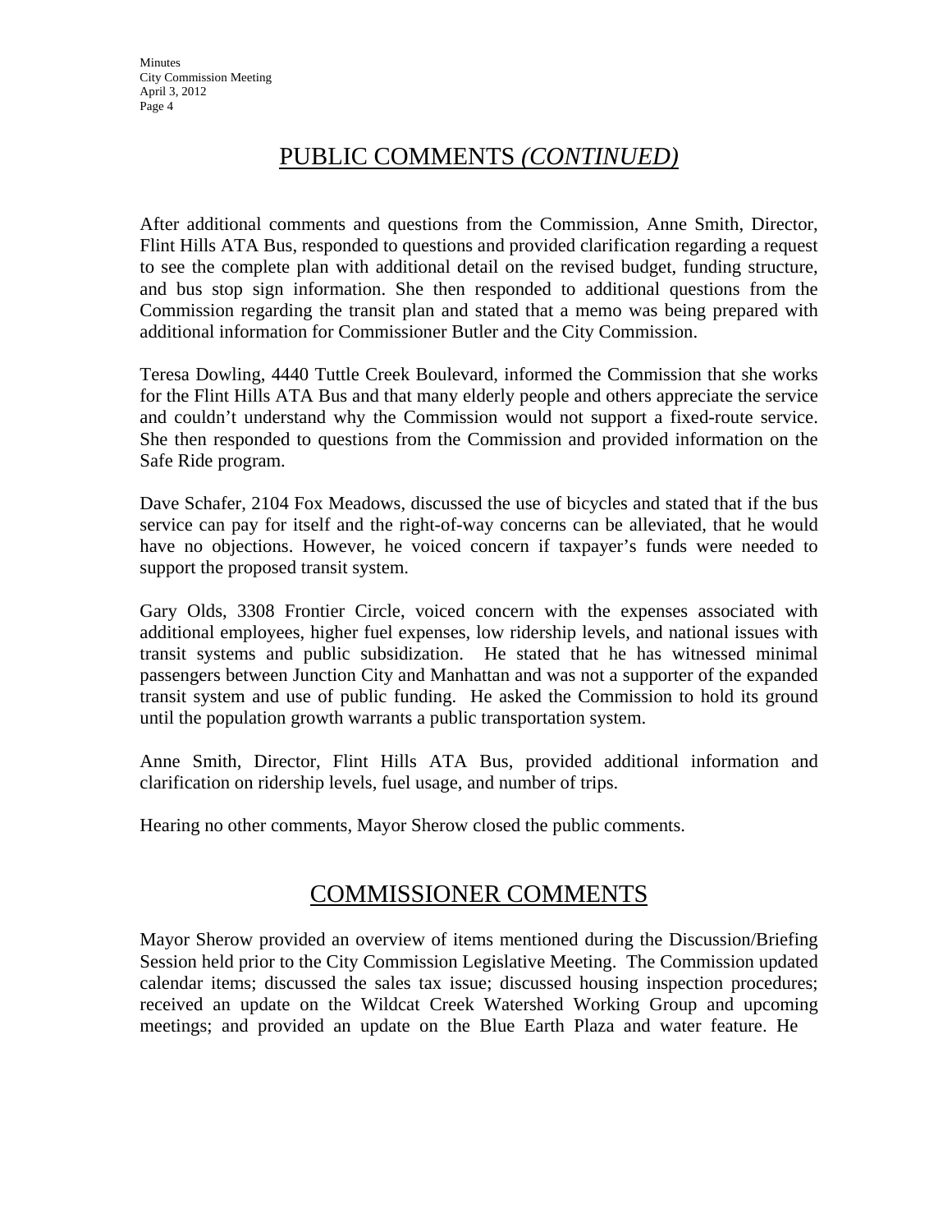## PUBLIC COMMENTS *(CONTINUED)*

After additional comments and questions from the Commission, Anne Smith, Director, Flint Hills ATA Bus, responded to questions and provided clarification regarding a request to see the complete plan with additional detail on the revised budget, funding structure, and bus stop sign information. She then responded to additional questions from the Commission regarding the transit plan and stated that a memo was being prepared with additional information for Commissioner Butler and the City Commission.

Teresa Dowling, 4440 Tuttle Creek Boulevard, informed the Commission that she works for the Flint Hills ATA Bus and that many elderly people and others appreciate the service and couldn't understand why the Commission would not support a fixed-route service. She then responded to questions from the Commission and provided information on the Safe Ride program.

Dave Schafer, 2104 Fox Meadows, discussed the use of bicycles and stated that if the bus service can pay for itself and the right-of-way concerns can be alleviated, that he would have no objections. However, he voiced concern if taxpayer's funds were needed to support the proposed transit system.

Gary Olds, 3308 Frontier Circle, voiced concern with the expenses associated with additional employees, higher fuel expenses, low ridership levels, and national issues with transit systems and public subsidization. He stated that he has witnessed minimal passengers between Junction City and Manhattan and was not a supporter of the expanded transit system and use of public funding. He asked the Commission to hold its ground until the population growth warrants a public transportation system.

Anne Smith, Director, Flint Hills ATA Bus, provided additional information and clarification on ridership levels, fuel usage, and number of trips.

Hearing no other comments, Mayor Sherow closed the public comments.

## COMMISSIONER COMMENTS

Mayor Sherow provided an overview of items mentioned during the Discussion/Briefing Session held prior to the City Commission Legislative Meeting. The Commission updated calendar items; discussed the sales tax issue; discussed housing inspection procedures; received an update on the Wildcat Creek Watershed Working Group and upcoming meetings; and provided an update on the Blue Earth Plaza and water feature. He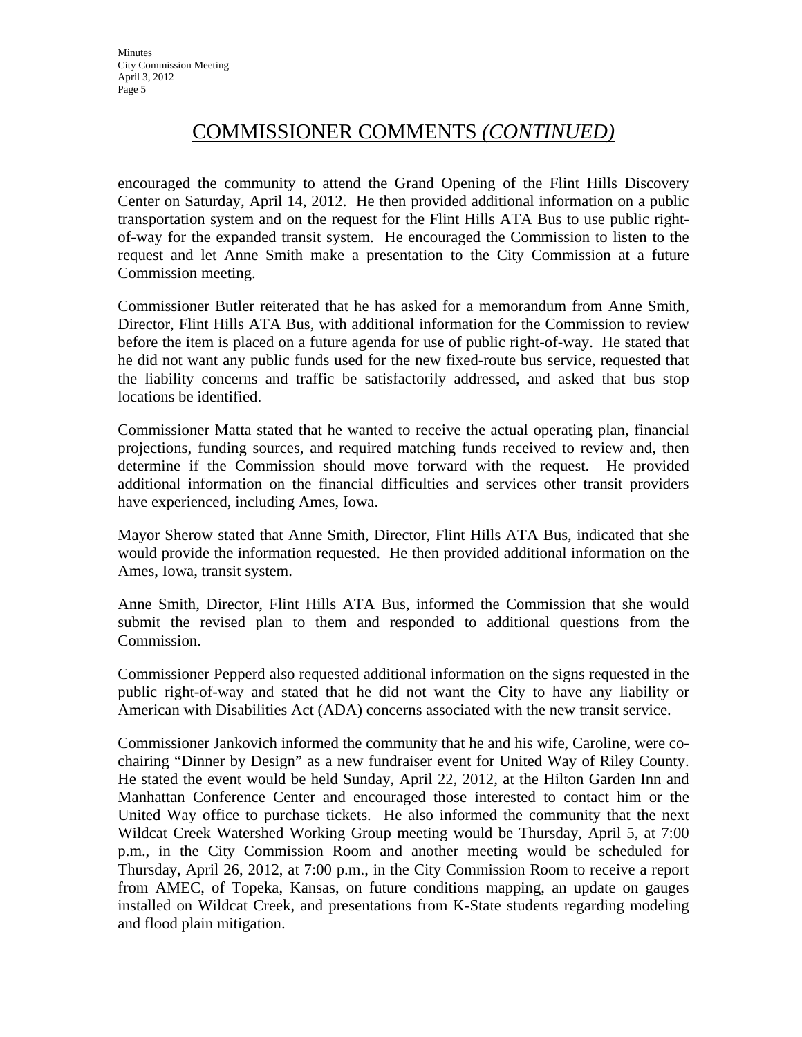# COMMISSIONER COMMENTS *(CONTINUED)*

encouraged the community to attend the Grand Opening of the Flint Hills Discovery Center on Saturday, April 14, 2012. He then provided additional information on a public transportation system and on the request for the Flint Hills ATA Bus to use public right-of-way for the expanded transit system. He encouraged the Commission to listen to the request and let Anne Smith make a presentation to the City Commission at a future Commission meeting.

Commissioner Butler reiterated that he has asked for a memorandum from Anne Smith, Director, Flint Hills ATA Bus, with additional information for the Commission to review before the item is placed on a future agenda for use of public right-of-way. He stated that he did not want any public funds used for the new fixed-route bus service, requested that the liability concerns and traffic be satisfactorily addressed, and asked that bus stop locations be identified.

Commissioner Matta stated that he wanted to receive the actual operating plan, financial projections, funding sources, and required matching funds received to review and, then determine if the Commission should move forward with the request. He provided additional information on the financial difficulties and services other transit providers have experienced, including Ames, Iowa.

Mayor Sherow stated that Anne Smith, Director, Flint Hills ATA Bus, indicated that she would provide the information requested. He then provided additional information on the Ames, Iowa, transit system.

Anne Smith, Director, Flint Hills ATA Bus, informed the Commission that she would submit the revised plan to them and responded to additional questions from the Commission.

Commissioner Pepperd also requested additional information on the signs requested in the public right-of-way and stated that he did not want the City to have any liability or American with Disabilities Act (ADA) concerns associated with the new transit service.

Commissioner Jankovich informed the community that he and his wife, Caroline, were co-chairing "Dinner by Design" as a new fundraiser event for United Way of Riley County. He stated the event would be held Sunday, April 22, 2012, at the Hilton Garden Inn and Manhattan Conference Center and encouraged those interested to contact him or the United Way office to purchase tickets. He also informed the community that the next Wildcat Creek Watershed Working Group meeting would be Thursday, April 5, at 7:00 p.m., in the City Commission Room and another meeting would be scheduled for Thursday, April 26, 2012, at 7:00 p.m., in the City Commission Room to receive a report from AMEC, of Topeka, Kansas, on future conditions mapping, an update on gauges installed on Wildcat Creek, and presentations from K-State students regarding modeling and flood plain mitigation.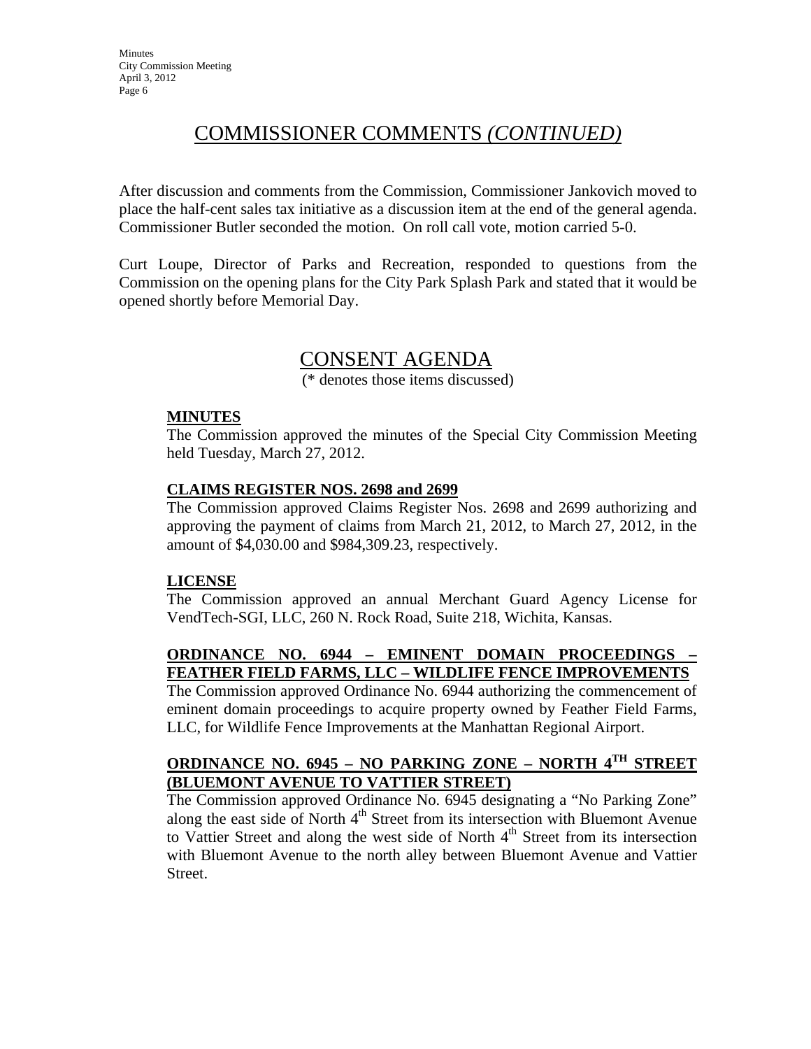# COMMISSIONER COMMENTS *(CONTINUED)*

After discussion and comments from the Commission, Commissioner Jankovich moved to place the half-cent sales tax initiative as a discussion item at the end of the general agenda. Commissioner Butler seconded the motion. On roll call vote, motion carried 5-0.

Curt Loupe, Director of Parks and Recreation, responded to questions from the Commission on the opening plans for the City Park Splash Park and stated that it would be opened shortly before Memorial Day.

# CONSENT AGENDA

(* denotes those items discussed)

**MINUTES**

The Commission approved the minutes of the Special City Commission Meeting held Tuesday, March 27, 2012.

**CLAIMS REGISTER NOS. 2698 and 2699**

The Commission approved Claims Register Nos. 2698 and 2699 authorizing and approving the payment of claims from March 21, 2012, to March 27, 2012, in the amount of $4,030.00 and $984,309.23, respectively.

**LICENSE**

The Commission approved an annual Merchant Guard Agency License for VendTech-SGI, LLC, 260 N. Rock Road, Suite 218, Wichita, Kansas.

**ORDINANCE NO. 6944 – EMINENT DOMAIN PROCEEDINGS – FEATHER FIELD FARMS, LLC – WILDLIFE FENCE IMPROVEMENTS**

The Commission approved Ordinance No. 6944 authorizing the commencement of eminent domain proceedings to acquire property owned by Feather Field Farms, LLC, for Wildlife Fence Improvements at the Manhattan Regional Airport.

**ORDINANCE NO. 6945 – NO PARKING ZONE – NORTH 4TH STREET (BLUEMONT AVENUE TO VATTIER STREET)**

The Commission approved Ordinance No. 6945 designating a "No Parking Zone" along the east side of North 4th Street from its intersection with Bluemont Avenue to Vattier Street and along the west side of North 4th Street from its intersection with Bluemont Avenue to the north alley between Bluemont Avenue and Vattier Street.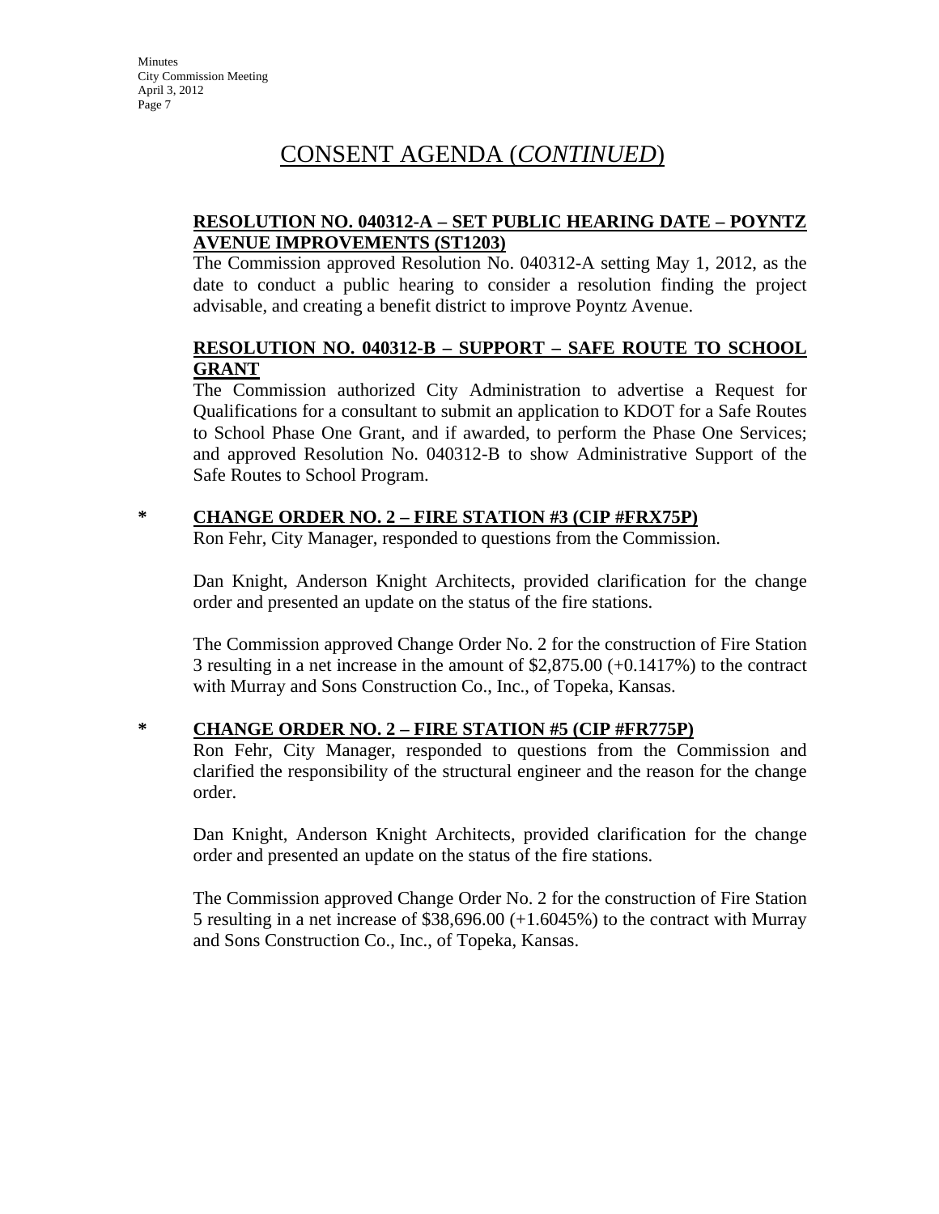## CONSENT AGENDA (*CONTINUED*)

**RESOLUTION NO. 040312-A – SET PUBLIC HEARING DATE – POYNTZ AVENUE IMPROVEMENTS (ST1203)**

The Commission approved Resolution No. 040312-A setting May 1, 2012, as the date to conduct a public hearing to consider a resolution finding the project advisable, and creating a benefit district to improve Poyntz Avenue.

**RESOLUTION NO. 040312-B – SUPPORT – SAFE ROUTE TO SCHOOL GRANT**

The Commission authorized City Administration to advertise a Request for Qualifications for a consultant to submit an application to KDOT for a Safe Routes to School Phase One Grant, and if awarded, to perform the Phase One Services; and approved Resolution No. 040312-B to show Administrative Support of the Safe Routes to School Program.

\* **CHANGE ORDER NO. 2 – FIRE STATION #3 (CIP #FRX75P)**

Ron Fehr, City Manager, responded to questions from the Commission.

Dan Knight, Anderson Knight Architects, provided clarification for the change order and presented an update on the status of the fire stations.

The Commission approved Change Order No. 2 for the construction of Fire Station 3 resulting in a net increase in the amount of $2,875.00 (+0.1417%) to the contract with Murray and Sons Construction Co., Inc., of Topeka, Kansas.

\* **CHANGE ORDER NO. 2 – FIRE STATION #5 (CIP #FR775P)**

Ron Fehr, City Manager, responded to questions from the Commission and clarified the responsibility of the structural engineer and the reason for the change order.

Dan Knight, Anderson Knight Architects, provided clarification for the change order and presented an update on the status of the fire stations.

The Commission approved Change Order No. 2 for the construction of Fire Station 5 resulting in a net increase of $38,696.00 (+1.6045%) to the contract with Murray and Sons Construction Co., Inc., of Topeka, Kansas.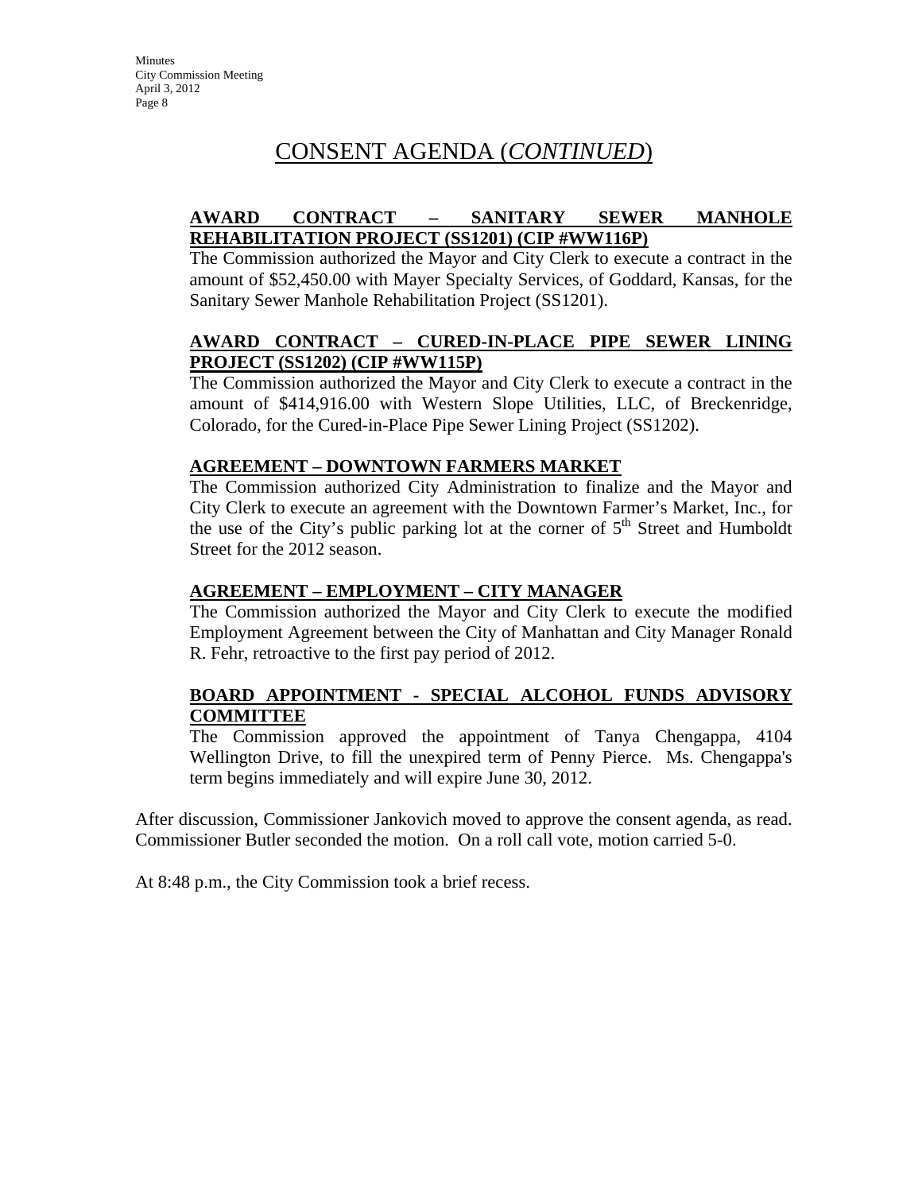# CONSENT AGENDA (*CONTINUED*)

**AWARD CONTRACT – SANITARY SEWER MANHOLE REHABILITATION PROJECT (SS1201) (CIP #WW116P)**

The Commission authorized the Mayor and City Clerk to execute a contract in the amount of $52,450.00 with Mayer Specialty Services, of Goddard, Kansas, for the Sanitary Sewer Manhole Rehabilitation Project (SS1201).

**AWARD CONTRACT – CURED-IN-PLACE PIPE SEWER LINING PROJECT (SS1202) (CIP #WW115P)**

The Commission authorized the Mayor and City Clerk to execute a contract in the amount of $414,916.00 with Western Slope Utilities, LLC, of Breckenridge, Colorado, for the Cured-in-Place Pipe Sewer Lining Project (SS1202).

**AGREEMENT – DOWNTOWN FARMERS MARKET**

The Commission authorized City Administration to finalize and the Mayor and City Clerk to execute an agreement with the Downtown Farmer's Market, Inc., for the use of the City's public parking lot at the corner of 5th Street and Humboldt Street for the 2012 season.

**AGREEMENT – EMPLOYMENT – CITY MANAGER**

The Commission authorized the Mayor and City Clerk to execute the modified Employment Agreement between the City of Manhattan and City Manager Ronald R. Fehr, retroactive to the first pay period of 2012.

**BOARD APPOINTMENT - SPECIAL ALCOHOL FUNDS ADVISORY COMMITTEE**

The Commission approved the appointment of Tanya Chengappa, 4104 Wellington Drive, to fill the unexpired term of Penny Pierce. Ms. Chengappa's term begins immediately and will expire June 30, 2012.

After discussion, Commissioner Jankovich moved to approve the consent agenda, as read. Commissioner Butler seconded the motion. On a roll call vote, motion carried 5-0.

At 8:48 p.m., the City Commission took a brief recess.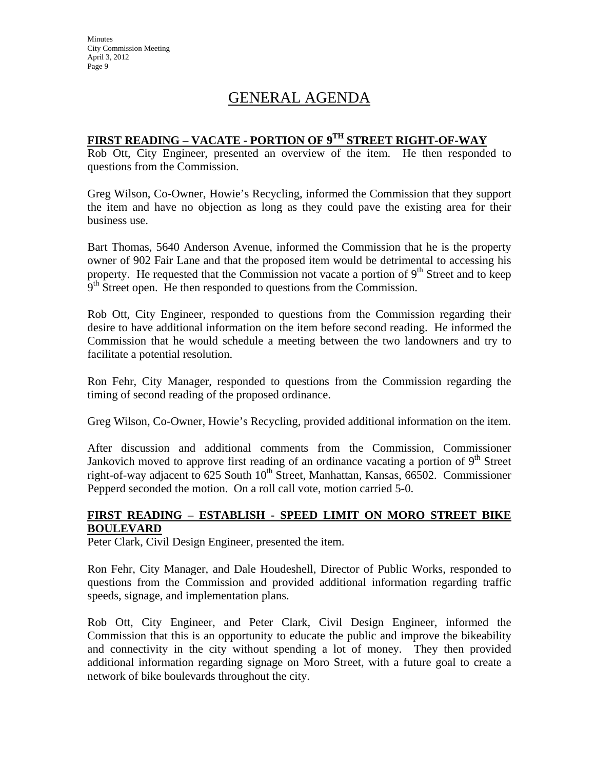# GENERAL AGENDA

## FIRST READING – VACATE - PORTION OF 9TH STREET RIGHT-OF-WAY

Rob Ott, City Engineer, presented an overview of the item. He then responded to questions from the Commission.

Greg Wilson, Co-Owner, Howie's Recycling, informed the Commission that they support the item and have no objection as long as they could pave the existing area for their business use.

Bart Thomas, 5640 Anderson Avenue, informed the Commission that he is the property owner of 902 Fair Lane and that the proposed item would be detrimental to accessing his property. He requested that the Commission not vacate a portion of 9th Street and to keep 9th Street open. He then responded to questions from the Commission.

Rob Ott, City Engineer, responded to questions from the Commission regarding their desire to have additional information on the item before second reading. He informed the Commission that he would schedule a meeting between the two landowners and try to facilitate a potential resolution.

Ron Fehr, City Manager, responded to questions from the Commission regarding the timing of second reading of the proposed ordinance.

Greg Wilson, Co-Owner, Howie's Recycling, provided additional information on the item.

After discussion and additional comments from the Commission, Commissioner Jankovich moved to approve first reading of an ordinance vacating a portion of 9th Street right-of-way adjacent to 625 South 10th Street, Manhattan, Kansas, 66502. Commissioner Pepperd seconded the motion. On a roll call vote, motion carried 5-0.

## FIRST READING – ESTABLISH - SPEED LIMIT ON MORO STREET BIKE BOULEVARD

Peter Clark, Civil Design Engineer, presented the item.

Ron Fehr, City Manager, and Dale Houdeshell, Director of Public Works, responded to questions from the Commission and provided additional information regarding traffic speeds, signage, and implementation plans.

Rob Ott, City Engineer, and Peter Clark, Civil Design Engineer, informed the Commission that this is an opportunity to educate the public and improve the bikeability and connectivity in the city without spending a lot of money. They then provided additional information regarding signage on Moro Street, with a future goal to create a network of bike boulevards throughout the city.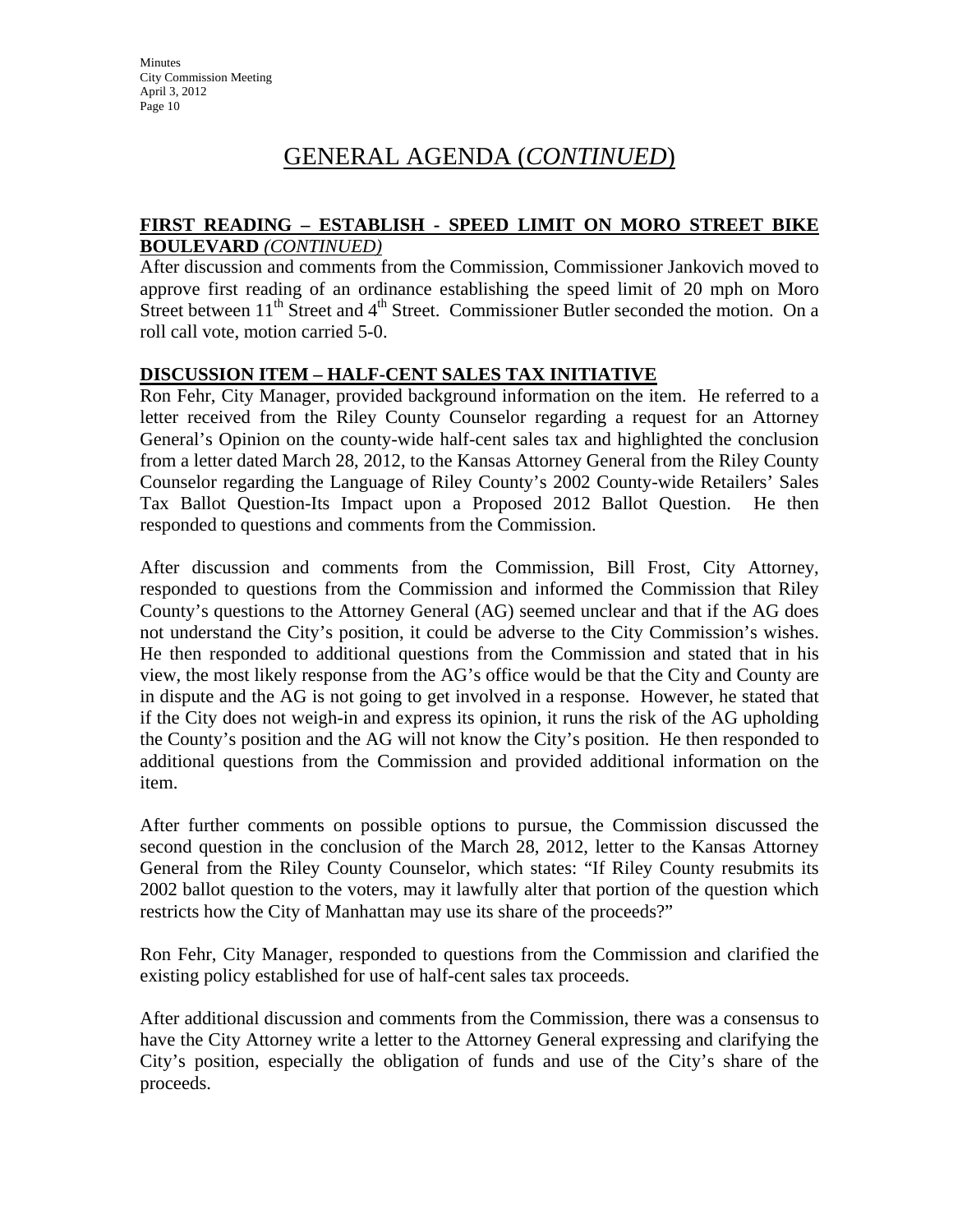# GENERAL AGENDA (*CONTINUED*)

**FIRST READING – ESTABLISH - SPEED LIMIT ON MORO STREET BIKE BOULEVARD** *(CONTINUED)*

After discussion and comments from the Commission, Commissioner Jankovich moved to approve first reading of an ordinance establishing the speed limit of 20 mph on Moro Street between 11th Street and 4th Street. Commissioner Butler seconded the motion. On a roll call vote, motion carried 5-0.

**DISCUSSION ITEM – HALF-CENT SALES TAX INITIATIVE**

Ron Fehr, City Manager, provided background information on the item. He referred to a letter received from the Riley County Counselor regarding a request for an Attorney General's Opinion on the county-wide half-cent sales tax and highlighted the conclusion from a letter dated March 28, 2012, to the Kansas Attorney General from the Riley County Counselor regarding the Language of Riley County's 2002 County-wide Retailers' Sales Tax Ballot Question-Its Impact upon a Proposed 2012 Ballot Question. He then responded to questions and comments from the Commission.

After discussion and comments from the Commission, Bill Frost, City Attorney, responded to questions from the Commission and informed the Commission that Riley County's questions to the Attorney General (AG) seemed unclear and that if the AG does not understand the City's position, it could be adverse to the City Commission's wishes. He then responded to additional questions from the Commission and stated that in his view, the most likely response from the AG's office would be that the City and County are in dispute and the AG is not going to get involved in a response. However, he stated that if the City does not weigh-in and express its opinion, it runs the risk of the AG upholding the County's position and the AG will not know the City's position. He then responded to additional questions from the Commission and provided additional information on the item.

After further comments on possible options to pursue, the Commission discussed the second question in the conclusion of the March 28, 2012, letter to the Kansas Attorney General from the Riley County Counselor, which states: "If Riley County resubmits its 2002 ballot question to the voters, may it lawfully alter that portion of the question which restricts how the City of Manhattan may use its share of the proceeds?"

Ron Fehr, City Manager, responded to questions from the Commission and clarified the existing policy established for use of half-cent sales tax proceeds.

After additional discussion and comments from the Commission, there was a consensus to have the City Attorney write a letter to the Attorney General expressing and clarifying the City's position, especially the obligation of funds and use of the City's share of the proceeds.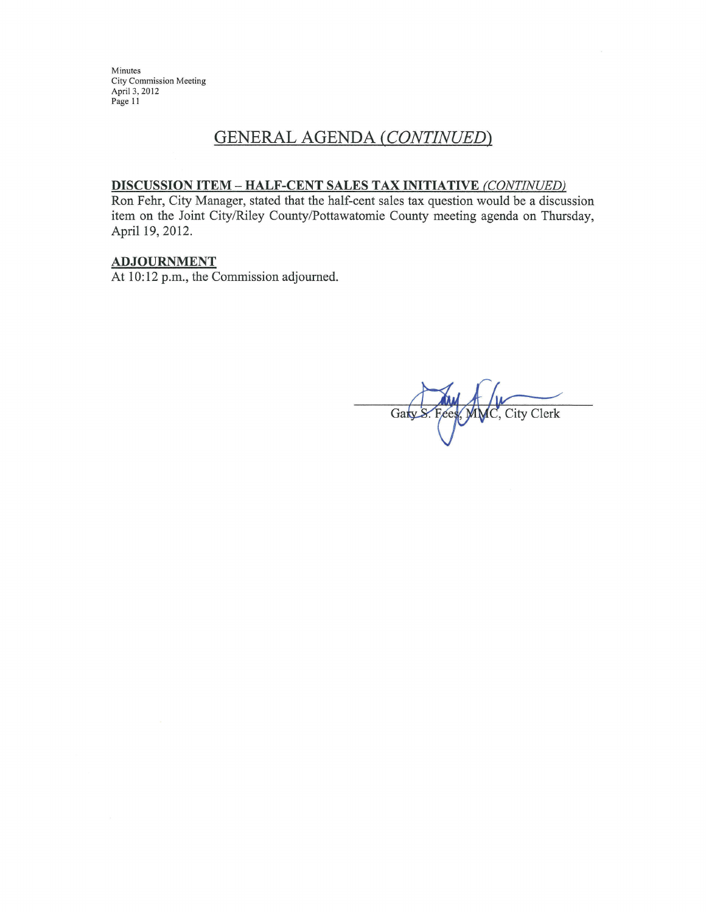## GENERAL AGENDA *(CONTINUED)*

**DISCUSSION ITEM – HALF-CENT SALES TAX INITIATIVE** ***(CONTINUED)***

Ron Fehr, City Manager, stated that the half-cent sales tax question would be a discussion item on the Joint City/Riley County/Pottawatomie County meeting agenda on Thursday, April 19, 2012.

**ADJOURNMENT**

At 10:12 p.m., the Commission adjourned.

Gary S. Fees, MMC, City Clerk